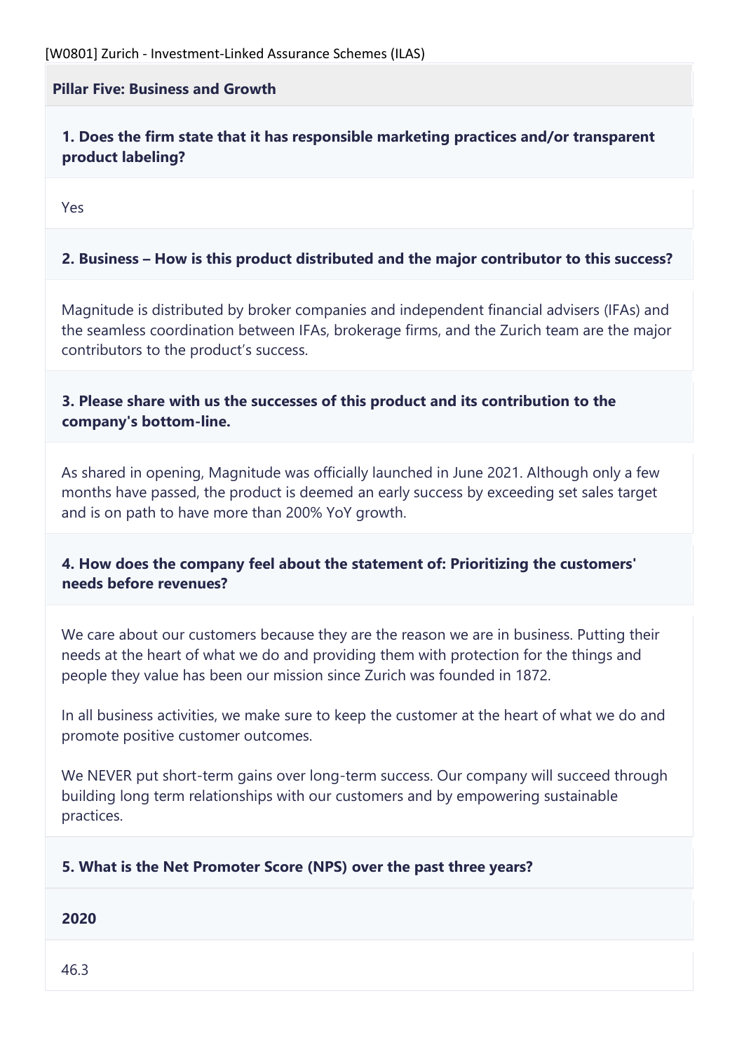[W0801] Zurich - Investment-Linked Assurance Schemes (ILAS)

## Pillar Five: Business and Growth

### 1. Does the firm state that it has responsible marketing practices and/or transparent product labeling?

Yes

### 2. Business – How is this product distributed and the major contributor to this success?

Magnitude is distributed by broker companies and independent financial advisers (IFAs) and the seamless coordination between IFAs, brokerage firms, and the Zurich team are the major contributors to the product's success.

### 3. Please share with us the successes of this product and its contribution to the company's bottom-line.

As shared in opening, Magnitude was officially launched in June 2021. Although only a few months have passed, the product is deemed an early success by exceeding set sales target and is on path to have more than 200% YoY growth.

### 4. How does the company feel about the statement of: Prioritizing the customers' needs before revenues?

We care about our customers because they are the reason we are in business. Putting their needs at the heart of what we do and providing them with protection for the things and people they value has been our mission since Zurich was founded in 1872.

In all business activities, we make sure to keep the customer at the heart of what we do and promote positive customer outcomes.

We NEVER put short-term gains over long-term success. Our company will succeed through building long term relationships with our customers and by empowering sustainable practices.

### 5. What is the Net Promoter Score (NPS) over the past three years?

**2020**

46.3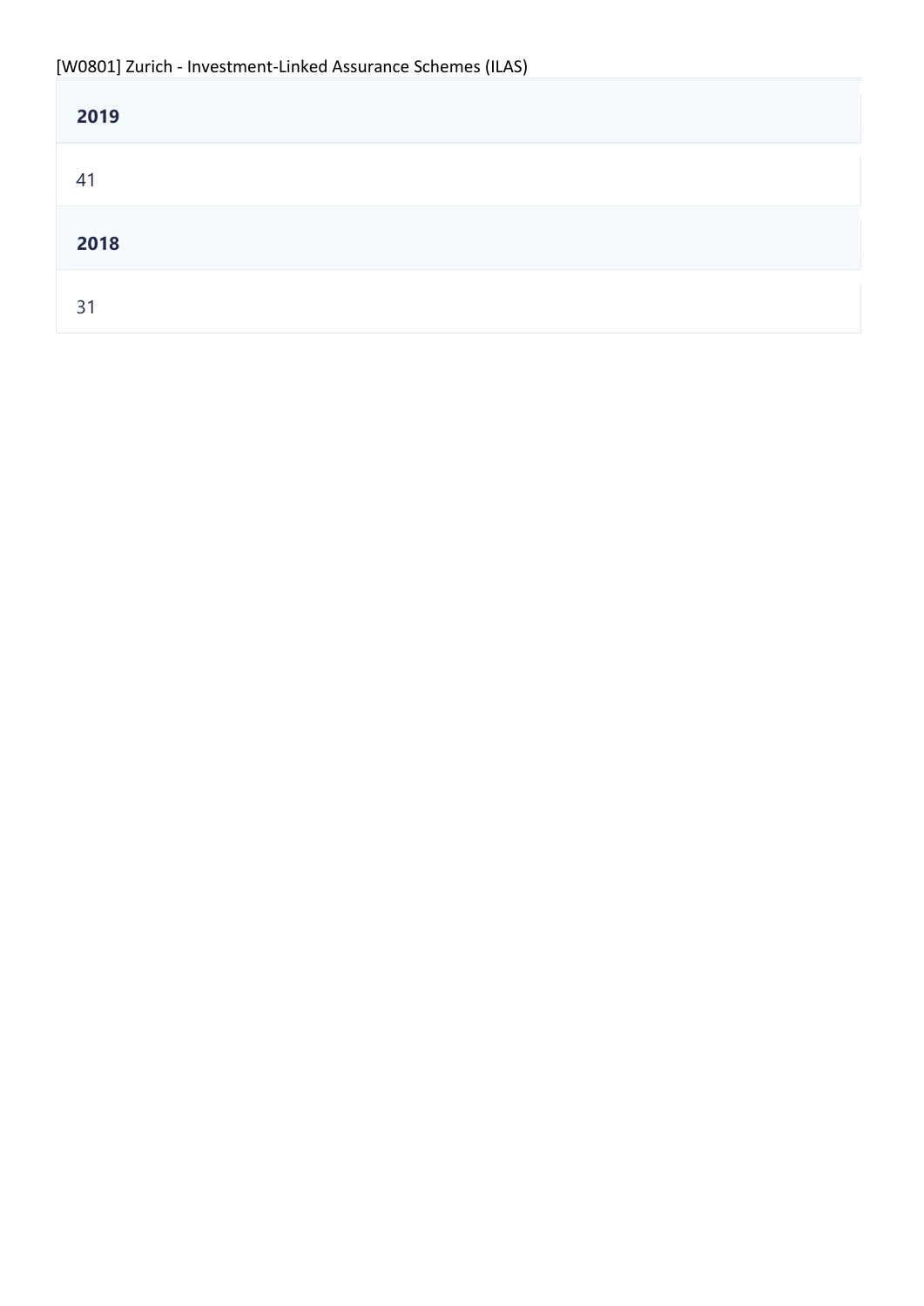[W0801] Zurich - Investment-Linked Assurance Schemes (ILAS)

| 2019 |
| --- |
| 41 |
| **2018** |
| 31 |